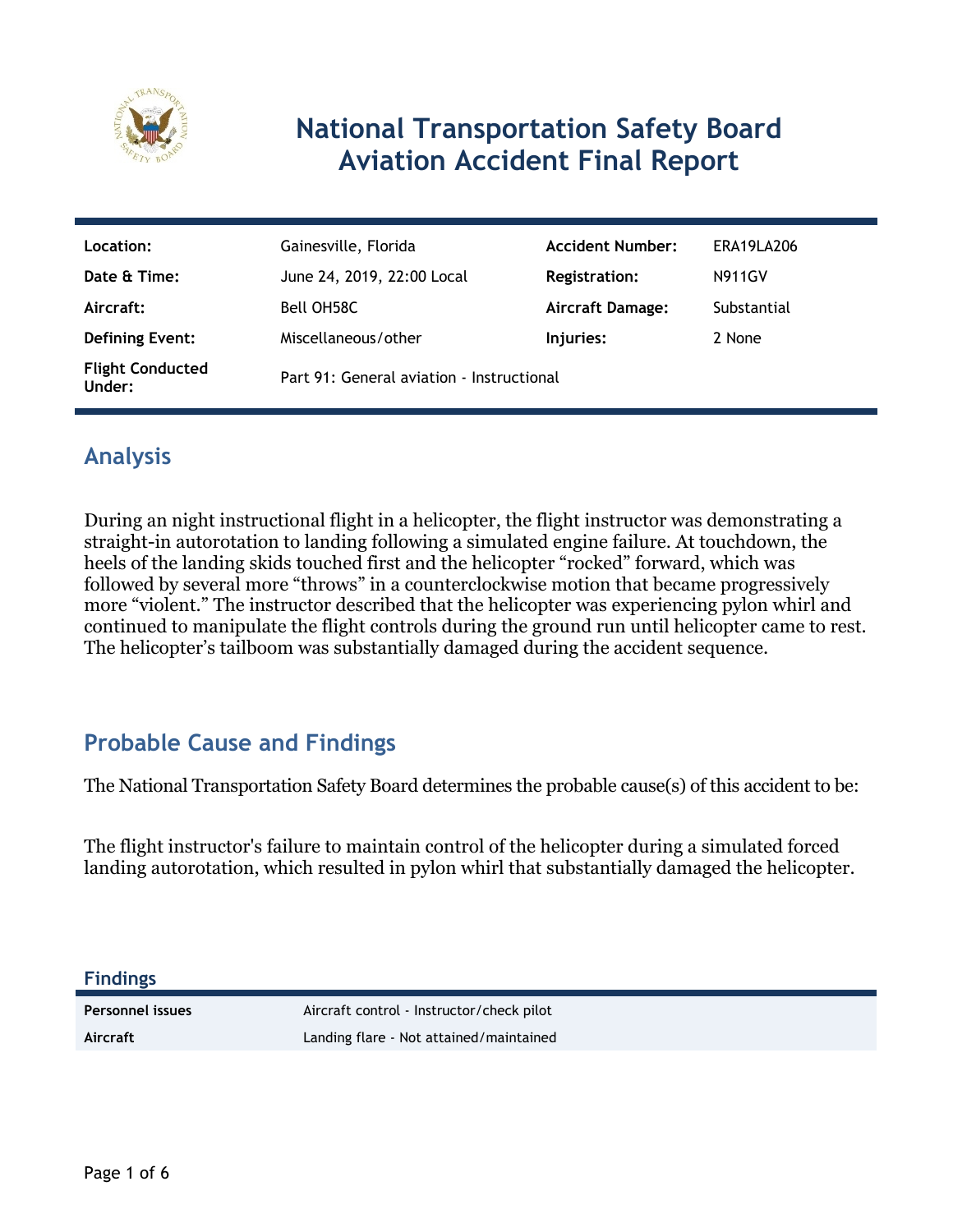# National Transportation Safety Board Aviation Accident Final Report

| | | | |
|---|---|---|---|
| **Location:** | Gainesville, Florida | **Accident Number:** | ERA19LA206 |
| **Date & Time:** | June 24, 2019, 22:00 Local | **Registration:** | N911GV |
| **Aircraft:** | Bell OH58C | **Aircraft Damage:** | Substantial |
| **Defining Event:** | Miscellaneous/other | **Injuries:** | 2 None |
| **Flight Conducted Under:** | Part 91: General aviation - Instructional | | |

## Analysis

During an night instructional flight in a helicopter, the flight instructor was demonstrating a straight-in autorotation to landing following a simulated engine failure. At touchdown, the heels of the landing skids touched first and the helicopter "rocked" forward, which was followed by several more "throws" in a counterclockwise motion that became progressively more "violent." The instructor described that the helicopter was experiencing pylon whirl and continued to manipulate the flight controls during the ground run until helicopter came to rest. The helicopter's tailboom was substantially damaged during the accident sequence.

## Probable Cause and Findings

The National Transportation Safety Board determines the probable cause(s) of this accident to be:

The flight instructor's failure to maintain control of the helicopter during a simulated forced landing autorotation, which resulted in pylon whirl that substantially damaged the helicopter.

### Findings

| | |
|---|---|
| **Personnel issues** | Aircraft control - Instructor/check pilot |
| **Aircraft** | Landing flare - Not attained/maintained |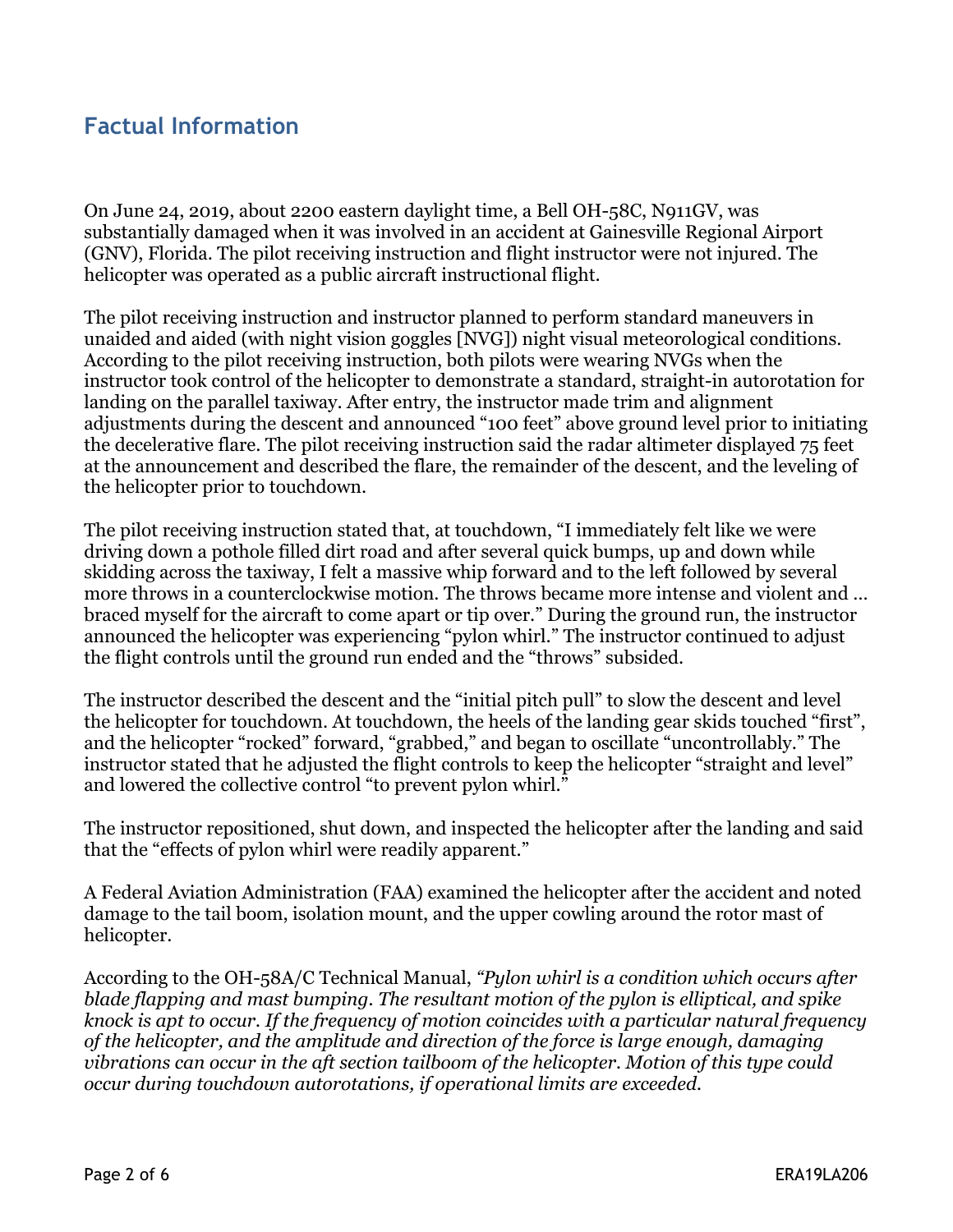## Factual Information

On June 24, 2019, about 2200 eastern daylight time, a Bell OH-58C, N911GV, was substantially damaged when it was involved in an accident at Gainesville Regional Airport (GNV), Florida. The pilot receiving instruction and flight instructor were not injured. The helicopter was operated as a public aircraft instructional flight.

The pilot receiving instruction and instructor planned to perform standard maneuvers in unaided and aided (with night vision goggles [NVG]) night visual meteorological conditions. According to the pilot receiving instruction, both pilots were wearing NVGs when the instructor took control of the helicopter to demonstrate a standard, straight-in autorotation for landing on the parallel taxiway. After entry, the instructor made trim and alignment adjustments during the descent and announced "100 feet" above ground level prior to initiating the decelerative flare. The pilot receiving instruction said the radar altimeter displayed 75 feet at the announcement and described the flare, the remainder of the descent, and the leveling of the helicopter prior to touchdown.

The pilot receiving instruction stated that, at touchdown, "I immediately felt like we were driving down a pothole filled dirt road and after several quick bumps, up and down while skidding across the taxiway, I felt a massive whip forward and to the left followed by several more throws in a counterclockwise motion. The throws became more intense and violent and … braced myself for the aircraft to come apart or tip over." During the ground run, the instructor announced the helicopter was experiencing "pylon whirl." The instructor continued to adjust the flight controls until the ground run ended and the "throws" subsided.

The instructor described the descent and the "initial pitch pull" to slow the descent and level the helicopter for touchdown. At touchdown, the heels of the landing gear skids touched "first", and the helicopter "rocked" forward, "grabbed," and began to oscillate "uncontrollably." The instructor stated that he adjusted the flight controls to keep the helicopter "straight and level" and lowered the collective control "to prevent pylon whirl."

The instructor repositioned, shut down, and inspected the helicopter after the landing and said that the "effects of pylon whirl were readily apparent."

A Federal Aviation Administration (FAA) examined the helicopter after the accident and noted damage to the tail boom, isolation mount, and the upper cowling around the rotor mast of helicopter.

According to the OH-58A/C Technical Manual, *"Pylon whirl is a condition which occurs after blade flapping and mast bumping. The resultant motion of the pylon is elliptical, and spike knock is apt to occur. If the frequency of motion coincides with a particular natural frequency of the helicopter, and the amplitude and direction of the force is large enough, damaging vibrations can occur in the aft section tailboom of the helicopter. Motion of this type could occur during touchdown autorotations, if operational limits are exceeded.*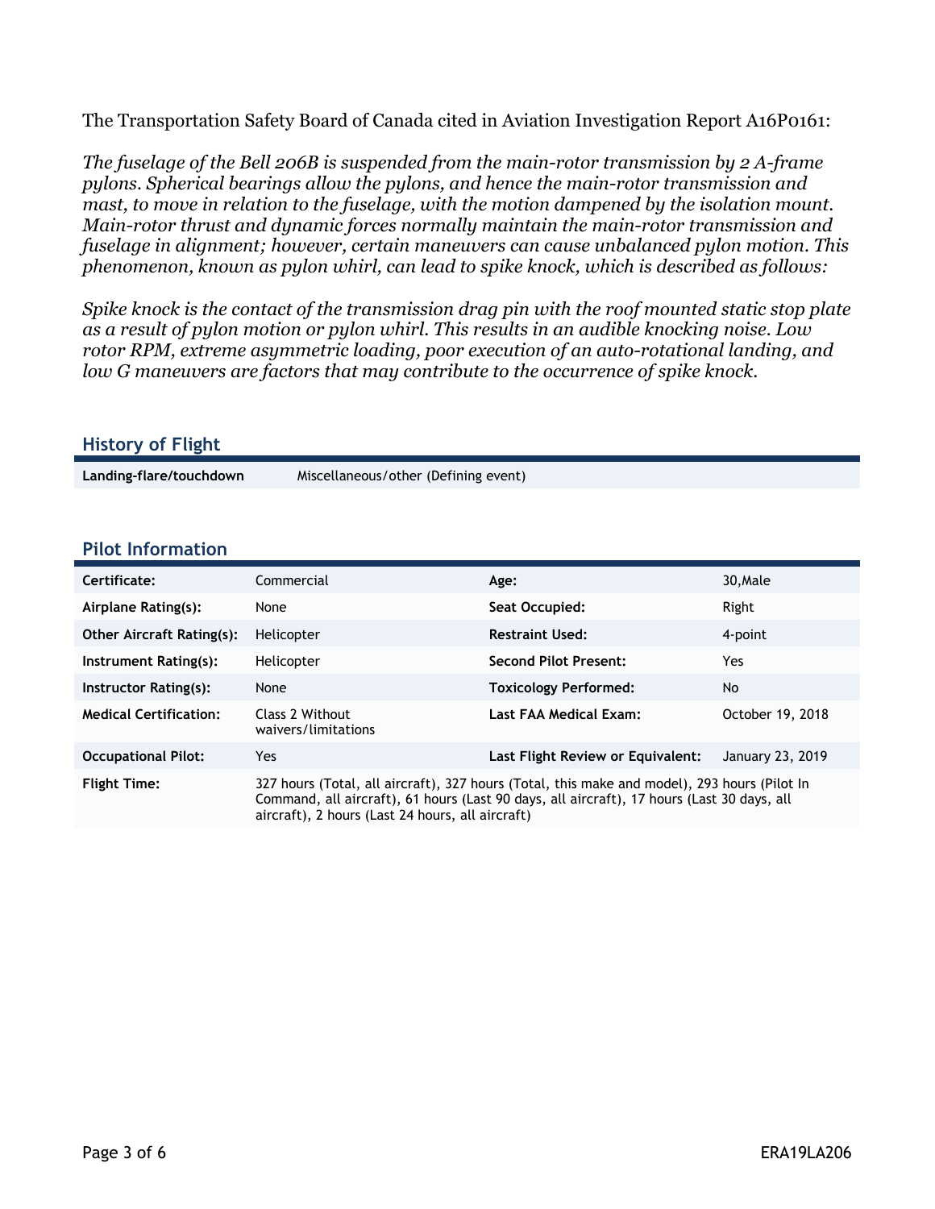The Transportation Safety Board of Canada cited in Aviation Investigation Report A16P0161:

*The fuselage of the Bell 206B is suspended from the main-rotor transmission by 2 A-frame pylons. Spherical bearings allow the pylons, and hence the main-rotor transmission and mast, to move in relation to the fuselage, with the motion dampened by the isolation mount. Main-rotor thrust and dynamic forces normally maintain the main-rotor transmission and fuselage in alignment; however, certain maneuvers can cause unbalanced pylon motion. This phenomenon, known as pylon whirl, can lead to spike knock, which is described as follows:*

*Spike knock is the contact of the transmission drag pin with the roof mounted static stop plate as a result of pylon motion or pylon whirl. This results in an audible knocking noise. Low rotor RPM, extreme asymmetric loading, poor execution of an auto-rotational landing, and low G maneuvers are factors that may contribute to the occurrence of spike knock.*

## History of Flight

| | |
|---|---|
| **Landing-flare/touchdown** | Miscellaneous/other (Defining event) |

## Pilot Information

| | | | |
|---|---|---|---|
| **Certificate:** | Commercial | **Age:** | 30,Male |
| **Airplane Rating(s):** | None | **Seat Occupied:** | Right |
| **Other Aircraft Rating(s):** | Helicopter | **Restraint Used:** | 4-point |
| **Instrument Rating(s):** | Helicopter | **Second Pilot Present:** | Yes |
| **Instructor Rating(s):** | None | **Toxicology Performed:** | No |
| **Medical Certification:** | Class 2 Without waivers/limitations | **Last FAA Medical Exam:** | October 19, 2018 |
| **Occupational Pilot:** | Yes | **Last Flight Review or Equivalent:** | January 23, 2019 |
| **Flight Time:** | 327 hours (Total, all aircraft), 327 hours (Total, this make and model), 293 hours (Pilot In Command, all aircraft), 61 hours (Last 90 days, all aircraft), 17 hours (Last 30 days, all aircraft), 2 hours (Last 24 hours, all aircraft) | | |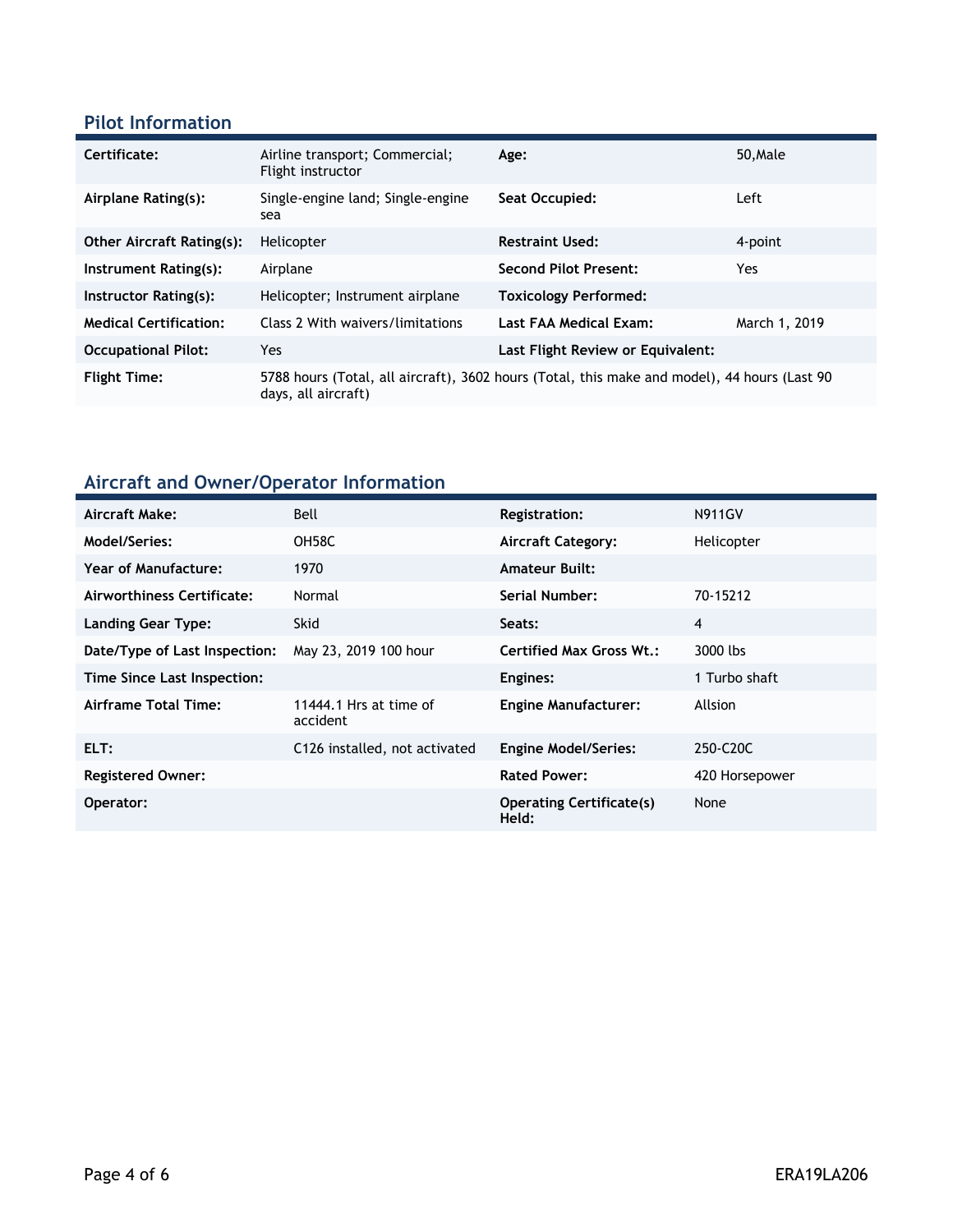## Pilot Information

| | | | |
|---|---|---|---|
| **Certificate:** | Airline transport; Commercial; Flight instructor | **Age:** | 50,Male |
| **Airplane Rating(s):** | Single-engine land; Single-engine sea | **Seat Occupied:** | Left |
| **Other Aircraft Rating(s):** | Helicopter | **Restraint Used:** | 4-point |
| **Instrument Rating(s):** | Airplane | **Second Pilot Present:** | Yes |
| **Instructor Rating(s):** | Helicopter; Instrument airplane | **Toxicology Performed:** | |
| **Medical Certification:** | Class 2 With waivers/limitations | **Last FAA Medical Exam:** | March 1, 2019 |
| **Occupational Pilot:** | Yes | **Last Flight Review or Equivalent:** | |
| **Flight Time:** | 5788 hours (Total, all aircraft), 3602 hours (Total, this make and model), 44 hours (Last 90 days, all aircraft) | | |

## Aircraft and Owner/Operator Information

| | | | |
|---|---|---|---|
| **Aircraft Make:** | Bell | **Registration:** | N911GV |
| **Model/Series:** | OH58C | **Aircraft Category:** | Helicopter |
| **Year of Manufacture:** | 1970 | **Amateur Built:** | |
| **Airworthiness Certificate:** | Normal | **Serial Number:** | 70-15212 |
| **Landing Gear Type:** | Skid | **Seats:** | 4 |
| **Date/Type of Last Inspection:** | May 23, 2019 100 hour | **Certified Max Gross Wt.:** | 3000 lbs |
| **Time Since Last Inspection:** | | **Engines:** | 1 Turbo shaft |
| **Airframe Total Time:** | 11444.1 Hrs at time of accident | **Engine Manufacturer:** | Allsion |
| **ELT:** | C126 installed, not activated | **Engine Model/Series:** | 250-C20C |
| **Registered Owner:** | | **Rated Power:** | 420 Horsepower |
| **Operator:** | | **Operating Certificate(s) Held:** | None |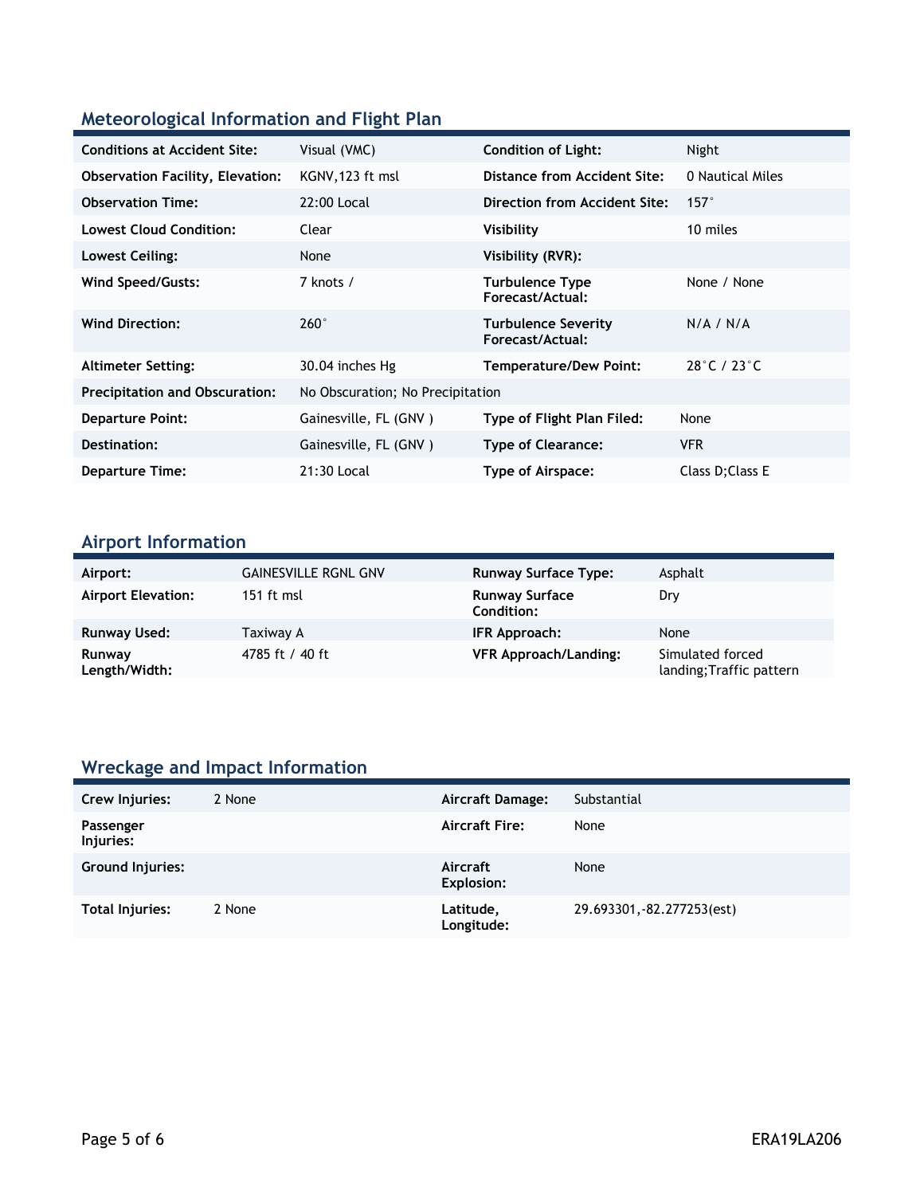## Meteorological Information and Flight Plan

| | | | |
|---|---|---|---|
| **Conditions at Accident Site:** | Visual (VMC) | **Condition of Light:** | Night |
| **Observation Facility, Elevation:** | KGNV,123 ft msl | **Distance from Accident Site:** | 0 Nautical Miles |
| **Observation Time:** | 22:00 Local | **Direction from Accident Site:** | 157° |
| **Lowest Cloud Condition:** | Clear | **Visibility** | 10 miles |
| **Lowest Ceiling:** | None | **Visibility (RVR):** | |
| **Wind Speed/Gusts:** | 7 knots / | **Turbulence Type Forecast/Actual:** | None / None |
| **Wind Direction:** | 260° | **Turbulence Severity Forecast/Actual:** | N/A / N/A |
| **Altimeter Setting:** | 30.04 inches Hg | **Temperature/Dew Point:** | 28°C / 23°C |
| **Precipitation and Obscuration:** | No Obscuration; No Precipitation | | |
| **Departure Point:** | Gainesville, FL (GNV ) | **Type of Flight Plan Filed:** | None |
| **Destination:** | Gainesville, FL (GNV ) | **Type of Clearance:** | VFR |
| **Departure Time:** | 21:30 Local | **Type of Airspace:** | Class D;Class E |

## Airport Information

| | | | |
|---|---|---|---|
| **Airport:** | GAINESVILLE RGNL GNV | **Runway Surface Type:** | Asphalt |
| **Airport Elevation:** | 151 ft msl | **Runway Surface Condition:** | Dry |
| **Runway Used:** | Taxiway A | **IFR Approach:** | None |
| **Runway Length/Width:** | 4785 ft / 40 ft | **VFR Approach/Landing:** | Simulated forced landing;Traffic pattern |

## Wreckage and Impact Information

| | | | |
|---|---|---|---|
| **Crew Injuries:** | 2 None | **Aircraft Damage:** | Substantial |
| **Passenger Injuries:** | | **Aircraft Fire:** | None |
| **Ground Injuries:** | | **Aircraft Explosion:** | None |
| **Total Injuries:** | 2 None | **Latitude, Longitude:** | 29.693301,-82.277253(est) |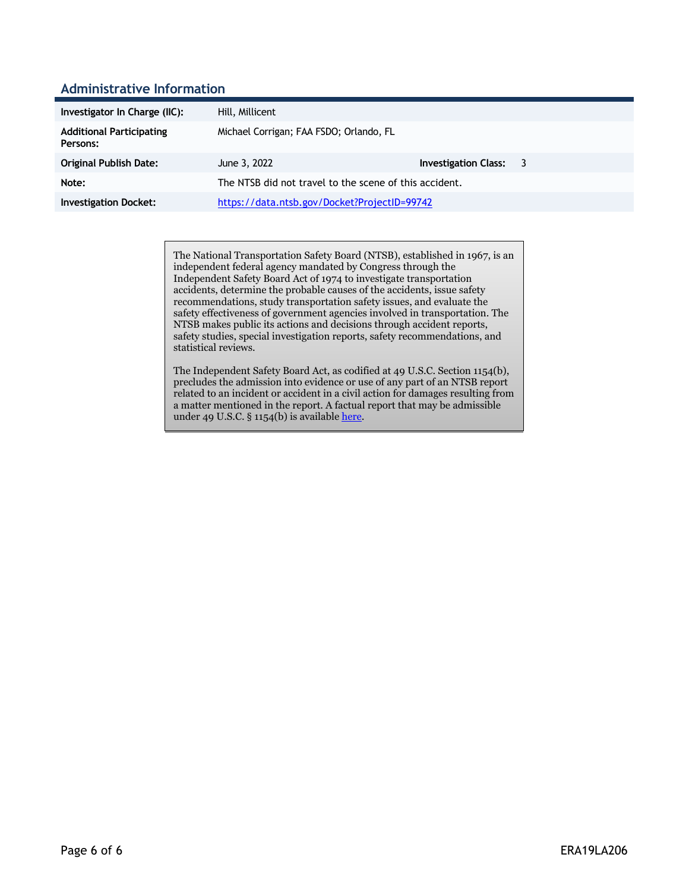## Administrative Information

| | | | |
|---|---|---|---|
| **Investigator In Charge (IIC):** | Hill, Millicent | | |
| **Additional Participating Persons:** | Michael Corrigan; FAA FSDO; Orlando, FL | | |
| **Original Publish Date:** | June 3, 2022 | **Investigation Class:** | 3 |
| **Note:** | The NTSB did not travel to the scene of this accident. | | |
| **Investigation Docket:** | https://data.ntsb.gov/Docket?ProjectID=99742 | | |

The National Transportation Safety Board (NTSB), established in 1967, is an independent federal agency mandated by Congress through the Independent Safety Board Act of 1974 to investigate transportation accidents, determine the probable causes of the accidents, issue safety recommendations, study transportation safety issues, and evaluate the safety effectiveness of government agencies involved in transportation. The NTSB makes public its actions and decisions through accident reports, safety studies, special investigation reports, safety recommendations, and statistical reviews.

The Independent Safety Board Act, as codified at 49 U.S.C. Section 1154(b), precludes the admission into evidence or use of any part of an NTSB report related to an incident or accident in a civil action for damages resulting from a matter mentioned in the report. A factual report that may be admissible under 49 U.S.C. § 1154(b) is available here.